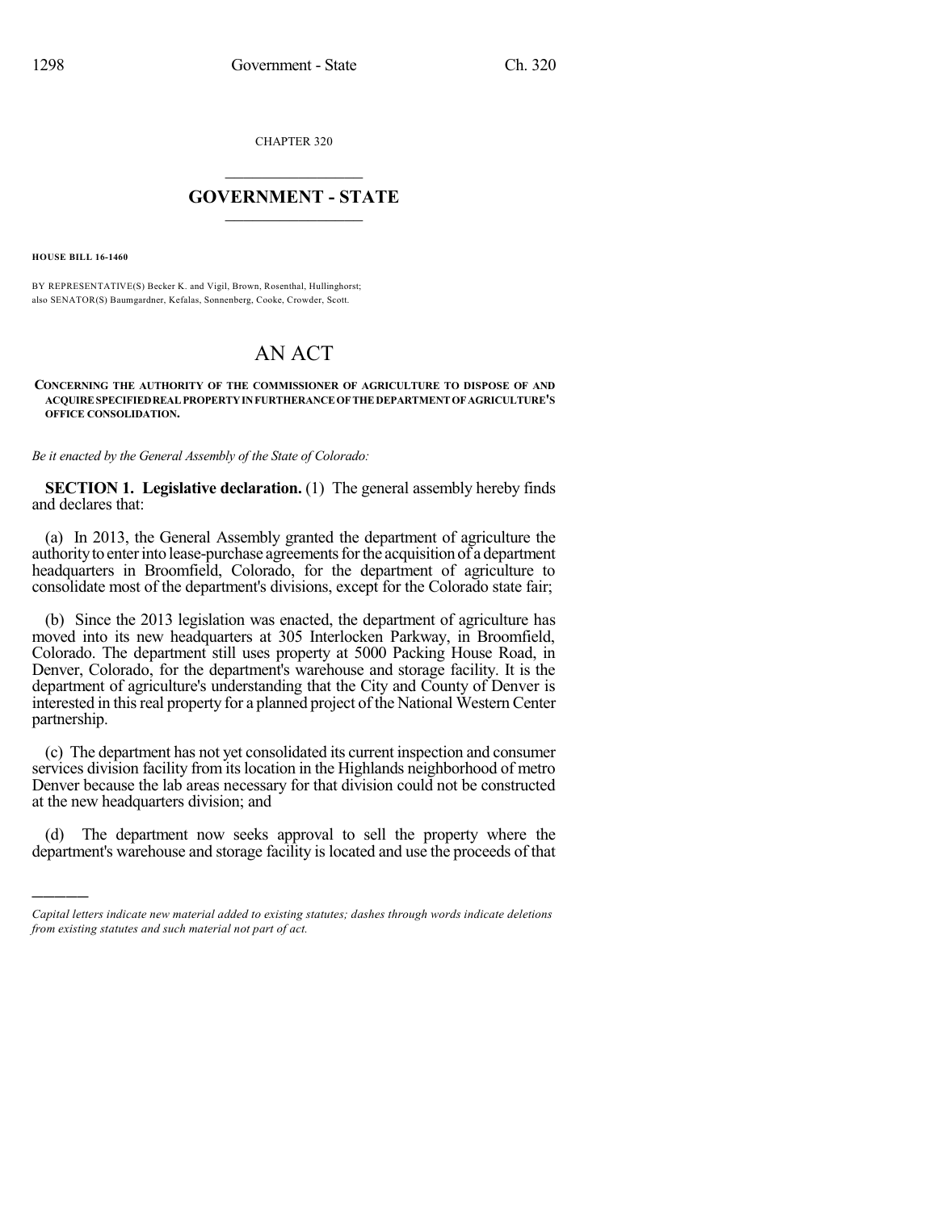CHAPTER 320

# GOVERNMENT - STATE

**HOUSE BILL 16-1460**

BY REPRESENTATIVE(S) Becker K. and Vigil, Brown, Rosenthal, Hullinghorst; also SENATOR(S) Baumgardner, Kefalas, Sonnenberg, Cooke, Crowder, Scott.

# AN ACT

**CONCERNING THE AUTHORITY OF THE COMMISSIONER OF AGRICULTURE TO DISPOSE OF AND ACQUIRE SPECIFIED REAL PROPERTY IN FURTHERANCE OF THE DEPARTMENT OF AGRICULTURE'S OFFICE CONSOLIDATION.**

*Be it enacted by the General Assembly of the State of Colorado:*

**SECTION 1. Legislative declaration.** (1) The general assembly hereby finds and declares that:

(a) In 2013, the General Assembly granted the department of agriculture the authority to enter into lease-purchase agreements for the acquisition of a department headquarters in Broomfield, Colorado, for the department of agriculture to consolidate most of the department's divisions, except for the Colorado state fair;

(b) Since the 2013 legislation was enacted, the department of agriculture has moved into its new headquarters at 305 Interlocken Parkway, in Broomfield, Colorado. The department still uses property at 5000 Packing House Road, in Denver, Colorado, for the department's warehouse and storage facility. It is the department of agriculture's understanding that the City and County of Denver is interested in this real property for a planned project of the National Western Center partnership.

(c) The department has not yet consolidated its current inspection and consumer services division facility from its location in the Highlands neighborhood of metro Denver because the lab areas necessary for that division could not be constructed at the new headquarters division; and

(d) The department now seeks approval to sell the property where the department's warehouse and storage facility is located and use the proceeds of that

---

*Capital letters indicate new material added to existing statutes; dashes through words indicate deletions from existing statutes and such material not part of act.*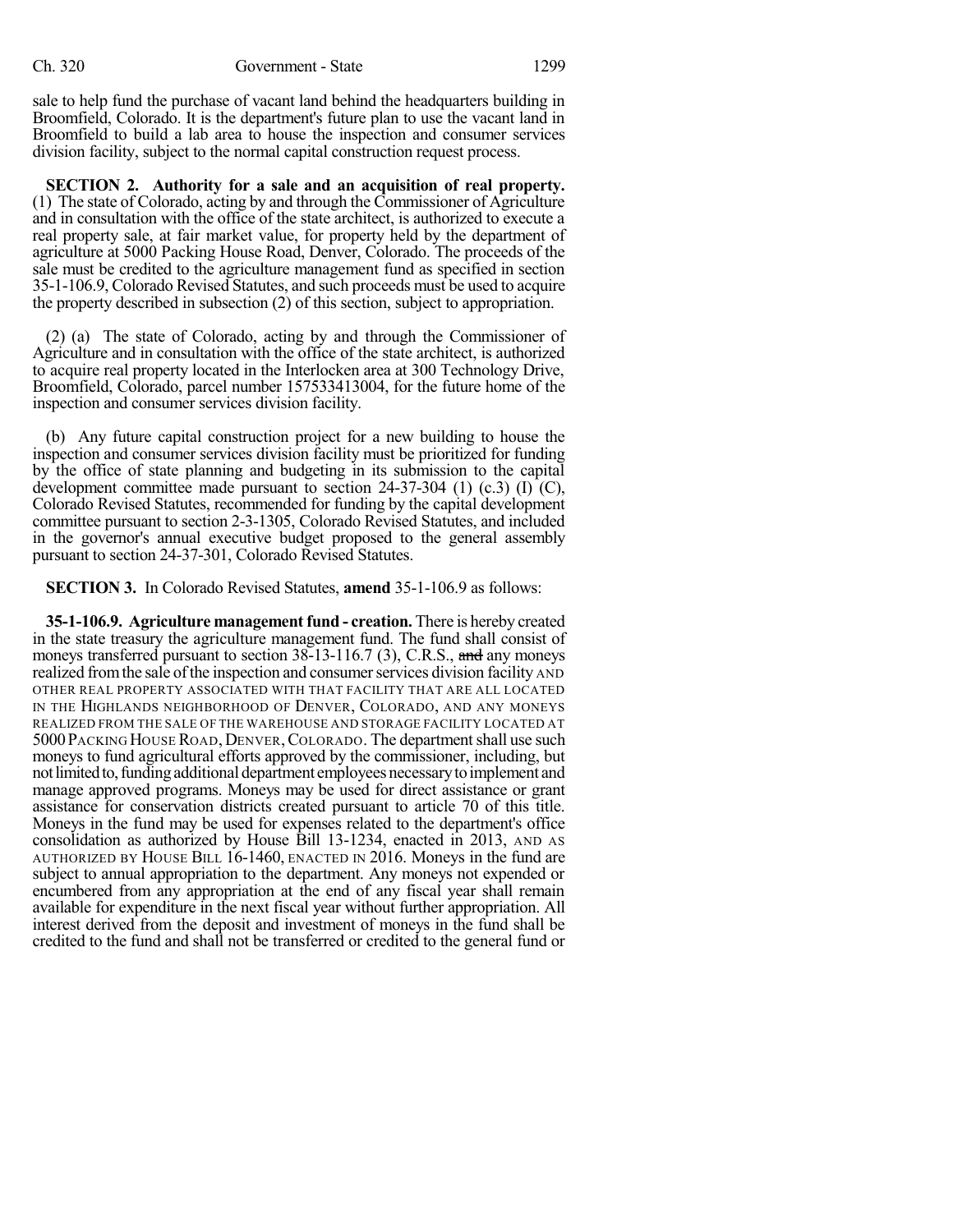sale to help fund the purchase of vacant land behind the headquarters building in Broomfield, Colorado. It is the department's future plan to use the vacant land in Broomfield to build a lab area to house the inspection and consumer services division facility, subject to the normal capital construction request process.

**SECTION 2. Authority for a sale and an acquisition of real property.** (1) The state of Colorado, acting by and through the Commissioner of Agriculture and in consultation with the office of the state architect, is authorized to execute a real property sale, at fair market value, for property held by the department of agriculture at 5000 Packing House Road, Denver, Colorado. The proceeds of the sale must be credited to the agriculture management fund as specified in section 35-1-106.9, Colorado Revised Statutes, and such proceeds must be used to acquire the property described in subsection (2) of this section, subject to appropriation.

(2) (a) The state of Colorado, acting by and through the Commissioner of Agriculture and in consultation with the office of the state architect, is authorized to acquire real property located in the Interlocken area at 300 Technology Drive, Broomfield, Colorado, parcel number 157533413004, for the future home of the inspection and consumer services division facility.

(b) Any future capital construction project for a new building to house the inspection and consumer services division facility must be prioritized for funding by the office of state planning and budgeting in its submission to the capital development committee made pursuant to section 24-37-304 (1) (c.3) (I) (C), Colorado Revised Statutes, recommended for funding by the capital development committee pursuant to section 2-3-1305, Colorado Revised Statutes, and included in the governor's annual executive budget proposed to the general assembly pursuant to section 24-37-301, Colorado Revised Statutes.

**SECTION 3.** In Colorado Revised Statutes, **amend** 35-1-106.9 as follows:

**35-1-106.9. Agriculture management fund - creation.** There is hereby created in the state treasury the agriculture management fund. The fund shall consist of moneys transferred pursuant to section 38-13-116.7 (3), C.R.S., ~~and~~ any moneys realized from the sale of the inspection and consumer services division facility AND OTHER REAL PROPERTY ASSOCIATED WITH THAT FACILITY THAT ARE ALL LOCATED IN THE HIGHLANDS NEIGHBORHOOD OF DENVER, COLORADO, AND ANY MONEYS REALIZED FROM THE SALE OF THE WAREHOUSE AND STORAGE FACILITY LOCATED AT 5000 PACKING HOUSE ROAD, DENVER, COLORADO. The department shall use such moneys to fund agricultural efforts approved by the commissioner, including, but not limited to, funding additional department employees necessary to implement and manage approved programs. Moneys may be used for direct assistance or grant assistance for conservation districts created pursuant to article 70 of this title. Moneys in the fund may be used for expenses related to the department's office consolidation as authorized by House Bill 13-1234, enacted in 2013, AND AS AUTHORIZED BY HOUSE BILL 16-1460, ENACTED IN 2016. Moneys in the fund are subject to annual appropriation to the department. Any moneys not expended or encumbered from any appropriation at the end of any fiscal year shall remain available for expenditure in the next fiscal year without further appropriation. All interest derived from the deposit and investment of moneys in the fund shall be credited to the fund and shall not be transferred or credited to the general fund or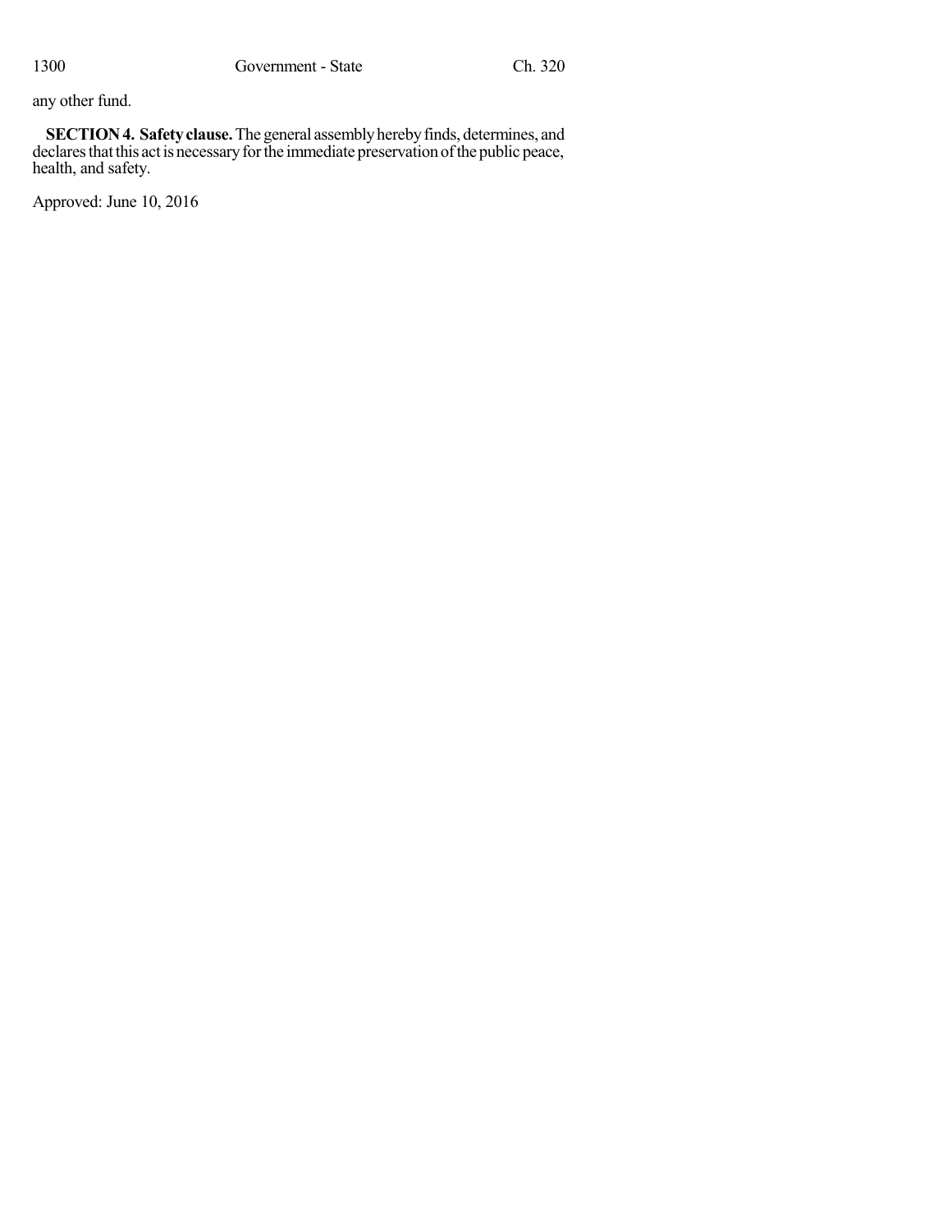any other fund.

**SECTION 4. Safety clause.** The general assembly hereby finds, determines, and declares that this act is necessary for the immediate preservation of the public peace, health, and safety.

Approved: June 10, 2016